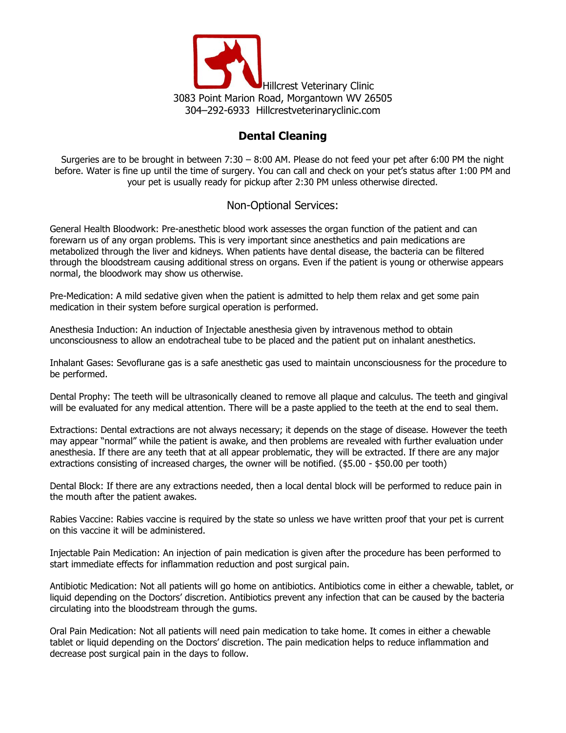Hillcrest Veterinary Clinic
3083 Point Marion Road, Morgantown WV 26505
304–292-6933 Hillcrestveterinaryclinic.com

# Dental Cleaning

Surgeries are to be brought in between 7:30 – 8:00 AM. Please do not feed your pet after 6:00 PM the night before. Water is fine up until the time of surgery. You can call and check on your pet's status after 1:00 PM and your pet is usually ready for pickup after 2:30 PM unless otherwise directed.

## Non-Optional Services:

General Health Bloodwork: Pre-anesthetic blood work assesses the organ function of the patient and can forewarn us of any organ problems. This is very important since anesthetics and pain medications are metabolized through the liver and kidneys. When patients have dental disease, the bacteria can be filtered through the bloodstream causing additional stress on organs. Even if the patient is young or otherwise appears normal, the bloodwork may show us otherwise.

Pre-Medication: A mild sedative given when the patient is admitted to help them relax and get some pain medication in their system before surgical operation is performed.

Anesthesia Induction: An induction of Injectable anesthesia given by intravenous method to obtain unconsciousness to allow an endotracheal tube to be placed and the patient put on inhalant anesthetics.

Inhalant Gases: Sevoflurane gas is a safe anesthetic gas used to maintain unconsciousness for the procedure to be performed.

Dental Prophy: The teeth will be ultrasonically cleaned to remove all plaque and calculus. The teeth and gingival will be evaluated for any medical attention. There will be a paste applied to the teeth at the end to seal them.

Extractions: Dental extractions are not always necessary; it depends on the stage of disease. However the teeth may appear "normal" while the patient is awake, and then problems are revealed with further evaluation under anesthesia. If there are any teeth that at all appear problematic, they will be extracted. If there are any major extractions consisting of increased charges, the owner will be notified. ($5.00 - $50.00 per tooth)

Dental Block: If there are any extractions needed, then a local dental block will be performed to reduce pain in the mouth after the patient awakes.

Rabies Vaccine: Rabies vaccine is required by the state so unless we have written proof that your pet is current on this vaccine it will be administered.

Injectable Pain Medication: An injection of pain medication is given after the procedure has been performed to start immediate effects for inflammation reduction and post surgical pain.

Antibiotic Medication: Not all patients will go home on antibiotics. Antibiotics come in either a chewable, tablet, or liquid depending on the Doctors' discretion. Antibiotics prevent any infection that can be caused by the bacteria circulating into the bloodstream through the gums.

Oral Pain Medication: Not all patients will need pain medication to take home. It comes in either a chewable tablet or liquid depending on the Doctors' discretion. The pain medication helps to reduce inflammation and decrease post surgical pain in the days to follow.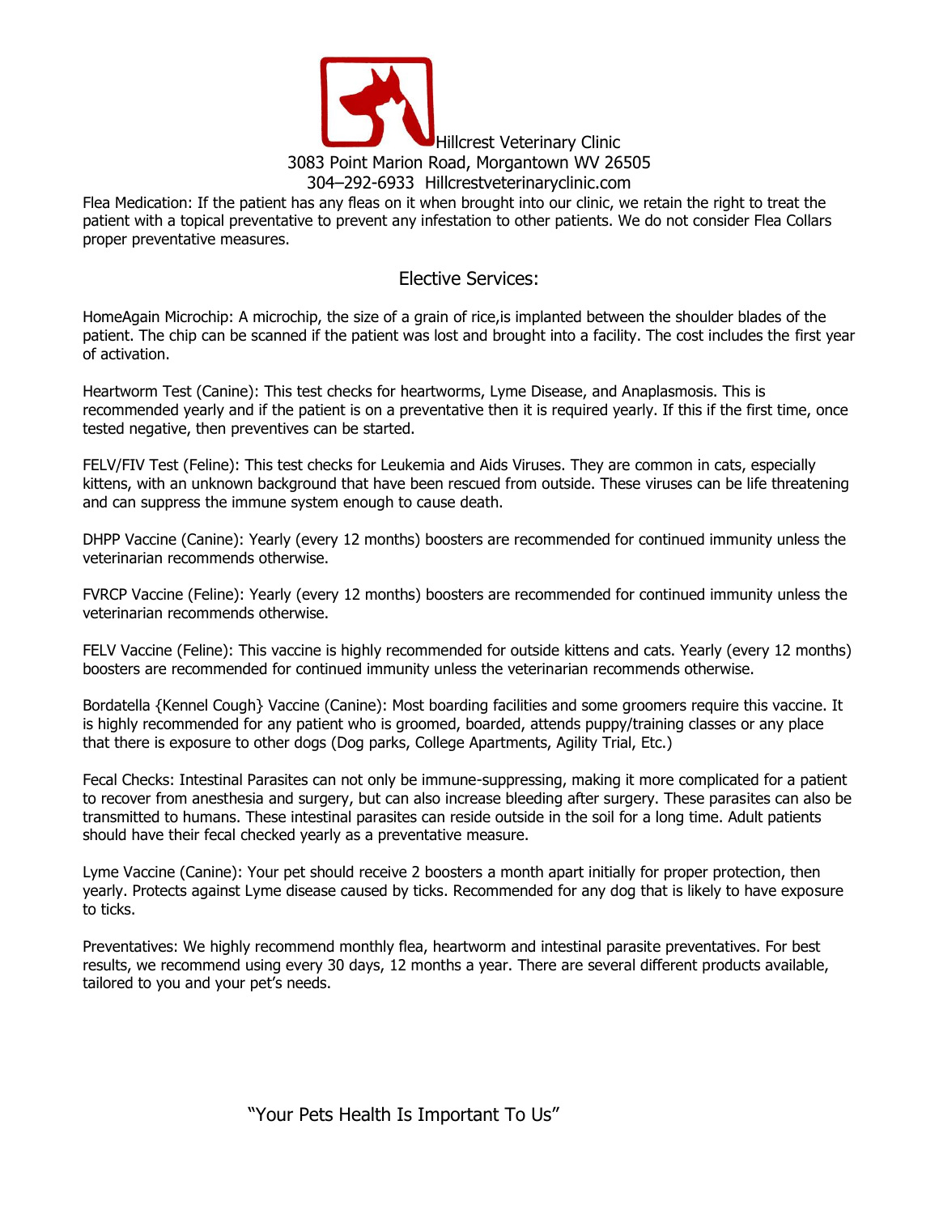Hillcrest Veterinary Clinic
3083 Point Marion Road, Morgantown WV 26505
304–292-6933 Hillcrestveterinaryclinic.com

Flea Medication: If the patient has any fleas on it when brought into our clinic, we retain the right to treat the patient with a topical preventative to prevent any infestation to other patients. We do not consider Flea Collars proper preventative measures.

## Elective Services:

HomeAgain Microchip: A microchip, the size of a grain of rice,is implanted between the shoulder blades of the patient. The chip can be scanned if the patient was lost and brought into a facility. The cost includes the first year of activation.

Heartworm Test (Canine): This test checks for heartworms, Lyme Disease, and Anaplasmosis. This is recommended yearly and if the patient is on a preventative then it is required yearly. If this if the first time, once tested negative, then preventives can be started.

FELV/FIV Test (Feline): This test checks for Leukemia and Aids Viruses. They are common in cats, especially kittens, with an unknown background that have been rescued from outside. These viruses can be life threatening and can suppress the immune system enough to cause death.

DHPP Vaccine (Canine): Yearly (every 12 months) boosters are recommended for continued immunity unless the veterinarian recommends otherwise.

FVRCP Vaccine (Feline): Yearly (every 12 months) boosters are recommended for continued immunity unless the veterinarian recommends otherwise.

FELV Vaccine (Feline): This vaccine is highly recommended for outside kittens and cats. Yearly (every 12 months) boosters are recommended for continued immunity unless the veterinarian recommends otherwise.

Bordatella {Kennel Cough} Vaccine (Canine): Most boarding facilities and some groomers require this vaccine. It is highly recommended for any patient who is groomed, boarded, attends puppy/training classes or any place that there is exposure to other dogs (Dog parks, College Apartments, Agility Trial, Etc.)

Fecal Checks: Intestinal Parasites can not only be immune-suppressing, making it more complicated for a patient to recover from anesthesia and surgery, but can also increase bleeding after surgery. These parasites can also be transmitted to humans. These intestinal parasites can reside outside in the soil for a long time. Adult patients should have their fecal checked yearly as a preventative measure.

Lyme Vaccine (Canine): Your pet should receive 2 boosters a month apart initially for proper protection, then yearly. Protects against Lyme disease caused by ticks. Recommended for any dog that is likely to have exposure to ticks.

Preventatives: We highly recommend monthly flea, heartworm and intestinal parasite preventatives. For best results, we recommend using every 30 days, 12 months a year. There are several different products available, tailored to you and your pet's needs.

"Your Pets Health Is Important To Us"